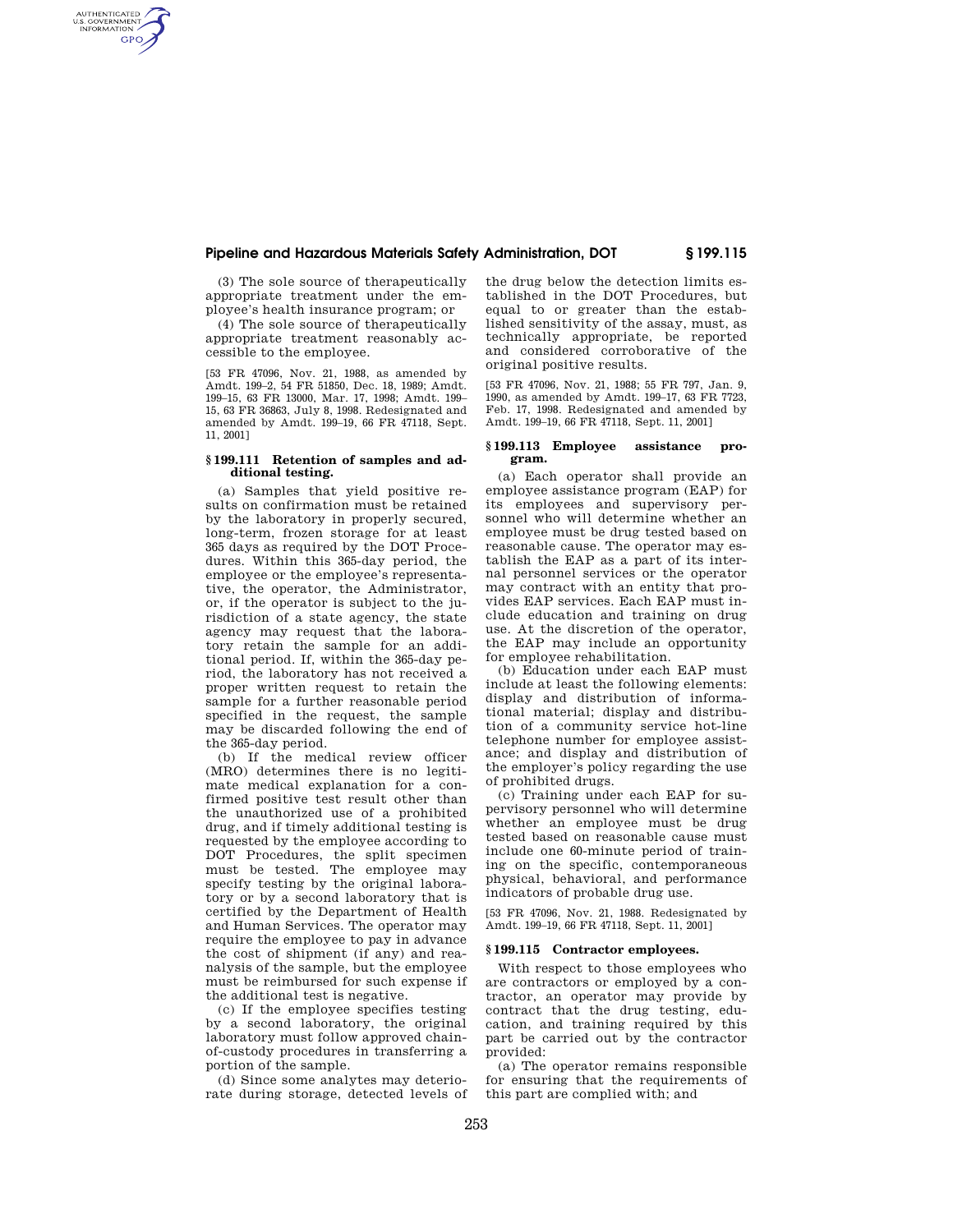(3) The sole source of therapeutically appropriate treatment under the employee's health insurance program; or

(4) The sole source of therapeutically appropriate treatment reasonably accessible to the employee.

[53 FR 47096, Nov. 21, 1988, as amended by Amdt. 199–2, 54 FR 51850, Dec. 18, 1989; Amdt. 199–15, 63 FR 13000, Mar. 17, 1998; Amdt. 199–15, 63 FR 36863, July 8, 1998. Redesignated and amended by Amdt. 199–19, 66 FR 47118, Sept. 11, 2001]

### § 199.111 Retention of samples and additional testing.

(a) Samples that yield positive results on confirmation must be retained by the laboratory in properly secured, long-term, frozen storage for at least 365 days as required by the DOT Procedures. Within this 365-day period, the employee or the employee's representative, the operator, the Administrator, or, if the operator is subject to the jurisdiction of a state agency, the state agency may request that the laboratory retain the sample for an additional period. If, within the 365-day period, the laboratory has not received a proper written request to retain the sample for a further reasonable period specified in the request, the sample may be discarded following the end of the 365-day period.

(b) If the medical review officer (MRO) determines there is no legitimate medical explanation for a confirmed positive test result other than the unauthorized use of a prohibited drug, and if timely additional testing is requested by the employee according to DOT Procedures, the split specimen must be tested. The employee may specify testing by the original laboratory or by a second laboratory that is certified by the Department of Health and Human Services. The operator may require the employee to pay in advance the cost of shipment (if any) and reanalysis of the sample, but the employee must be reimbursed for such expense if the additional test is negative.

(c) If the employee specifies testing by a second laboratory, the original laboratory must follow approved chain-of-custody procedures in transferring a portion of the sample.

(d) Since some analytes may deteriorate during storage, detected levels of the drug below the detection limits established in the DOT Procedures, but equal to or greater than the established sensitivity of the assay, must, as technically appropriate, be reported and considered corroborative of the original positive results.

[53 FR 47096, Nov. 21, 1988; 55 FR 797, Jan. 9, 1990, as amended by Amdt. 199–17, 63 FR 7723, Feb. 17, 1998. Redesignated and amended by Amdt. 199–19, 66 FR 47118, Sept. 11, 2001]

### § 199.113 Employee assistance program.

(a) Each operator shall provide an employee assistance program (EAP) for its employees and supervisory personnel who will determine whether an employee must be drug tested based on reasonable cause. The operator may establish the EAP as a part of its internal personnel services or the operator may contract with an entity that provides EAP services. Each EAP must include education and training on drug use. At the discretion of the operator, the EAP may include an opportunity for employee rehabilitation.

(b) Education under each EAP must include at least the following elements: display and distribution of informational material; display and distribution of a community service hot-line telephone number for employee assistance; and display and distribution of the employer's policy regarding the use of prohibited drugs.

(c) Training under each EAP for supervisory personnel who will determine whether an employee must be drug tested based on reasonable cause must include one 60-minute period of training on the specific, contemporaneous physical, behavioral, and performance indicators of probable drug use.

[53 FR 47096, Nov. 21, 1988. Redesignated by Amdt. 199–19, 66 FR 47118, Sept. 11, 2001]

### § 199.115 Contractor employees.

With respect to those employees who are contractors or employed by a contractor, an operator may provide by contract that the drug testing, education, and training required by this part be carried out by the contractor provided:

(a) The operator remains responsible for ensuring that the requirements of this part are complied with; and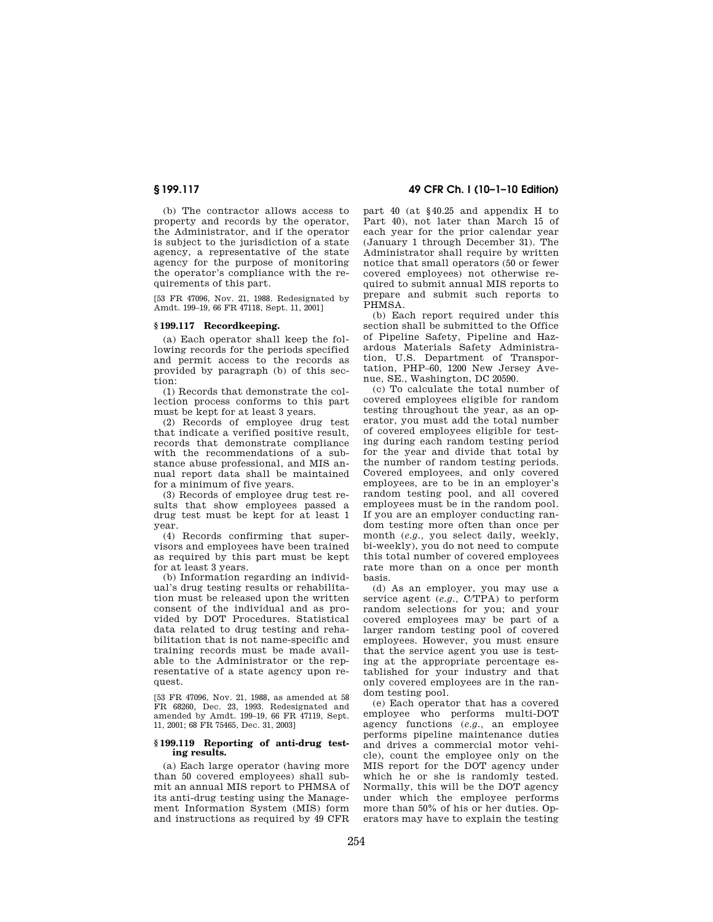(b) The contractor allows access to property and records by the operator, the Administrator, and if the operator is subject to the jurisdiction of a state agency, a representative of the state agency for the purpose of monitoring the operator's compliance with the requirements of this part.

[53 FR 47096, Nov. 21, 1988. Redesignated by Amdt. 199–19, 66 FR 47118, Sept. 11, 2001]

### § 199.117 Recordkeeping.

(a) Each operator shall keep the following records for the periods specified and permit access to the records as provided by paragraph (b) of this section:

(1) Records that demonstrate the collection process conforms to this part must be kept for at least 3 years.

(2) Records of employee drug test that indicate a verified positive result, records that demonstrate compliance with the recommendations of a substance abuse professional, and MIS annual report data shall be maintained for a minimum of five years.

(3) Records of employee drug test results that show employees passed a drug test must be kept for at least 1 year.

(4) Records confirming that supervisors and employees have been trained as required by this part must be kept for at least 3 years.

(b) Information regarding an individual's drug testing results or rehabilitation must be released upon the written consent of the individual and as provided by DOT Procedures. Statistical data related to drug testing and rehabilitation that is not name-specific and training records must be made available to the Administrator or the representative of a state agency upon request.

[53 FR 47096, Nov. 21, 1988, as amended at 58 FR 68260, Dec. 23, 1993. Redesignated and amended by Amdt. 199–19, 66 FR 47119, Sept. 11, 2001; 68 FR 75465, Dec. 31, 2003]

### § 199.119 Reporting of anti-drug testing results.

(a) Each large operator (having more than 50 covered employees) shall submit an annual MIS report to PHMSA of its anti-drug testing using the Management Information System (MIS) form and instructions as required by 49 CFR part 40 (at § 40.25 and appendix H to Part 40), not later than March 15 of each year for the prior calendar year (January 1 through December 31). The Administrator shall require by written notice that small operators (50 or fewer covered employees) not otherwise required to submit annual MIS reports to prepare and submit such reports to PHMSA.

(b) Each report required under this section shall be submitted to the Office of Pipeline Safety, Pipeline and Hazardous Materials Safety Administration, U.S. Department of Transportation, PHP–60, 1200 New Jersey Avenue, SE., Washington, DC 20590.

(c) To calculate the total number of covered employees eligible for random testing throughout the year, as an operator, you must add the total number of covered employees eligible for testing during each random testing period for the year and divide that total by the number of random testing periods. Covered employees, and only covered employees, are to be in an employer's random testing pool, and all covered employees must be in the random pool. If you are an employer conducting random testing more often than once per month (*e.g.*, you select daily, weekly, bi-weekly), you do not need to compute this total number of covered employees rate more than on a once per month basis.

(d) As an employer, you may use a service agent (*e.g.*, C/TPA) to perform random selections for you; and your covered employees may be part of a larger random testing pool of covered employees. However, you must ensure that the service agent you use is testing at the appropriate percentage established for your industry and that only covered employees are in the random testing pool.

(e) Each operator that has a covered employee who performs multi-DOT agency functions (*e.g.*, an employee performs pipeline maintenance duties and drives a commercial motor vehicle), count the employee only on the MIS report for the DOT agency under which he or she is randomly tested. Normally, this will be the DOT agency under which the employee performs more than 50% of his or her duties. Operators may have to explain the testing